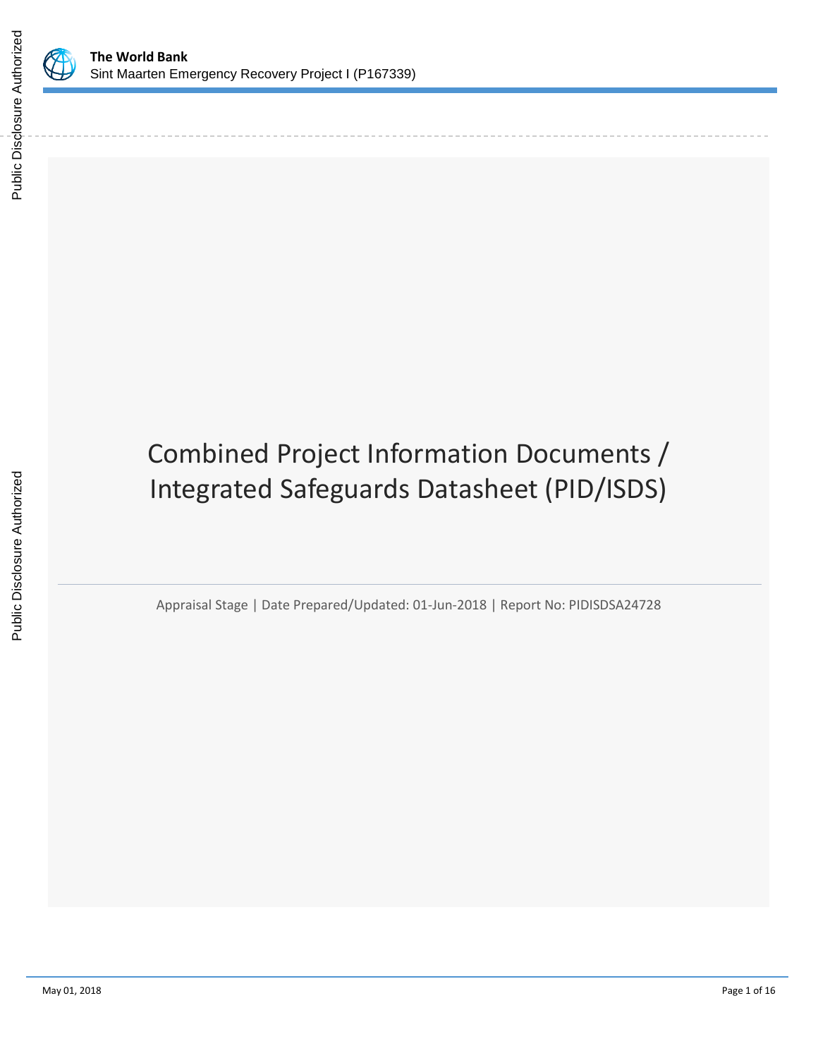**The World Bank**
Sint Maarten Emergency Recovery Project I (P167339)

# Combined Project Information Documents / Integrated Safeguards Datasheet (PID/ISDS)

Appraisal Stage | Date Prepared/Updated: 01-Jun-2018 | Report No: PIDISDSA24728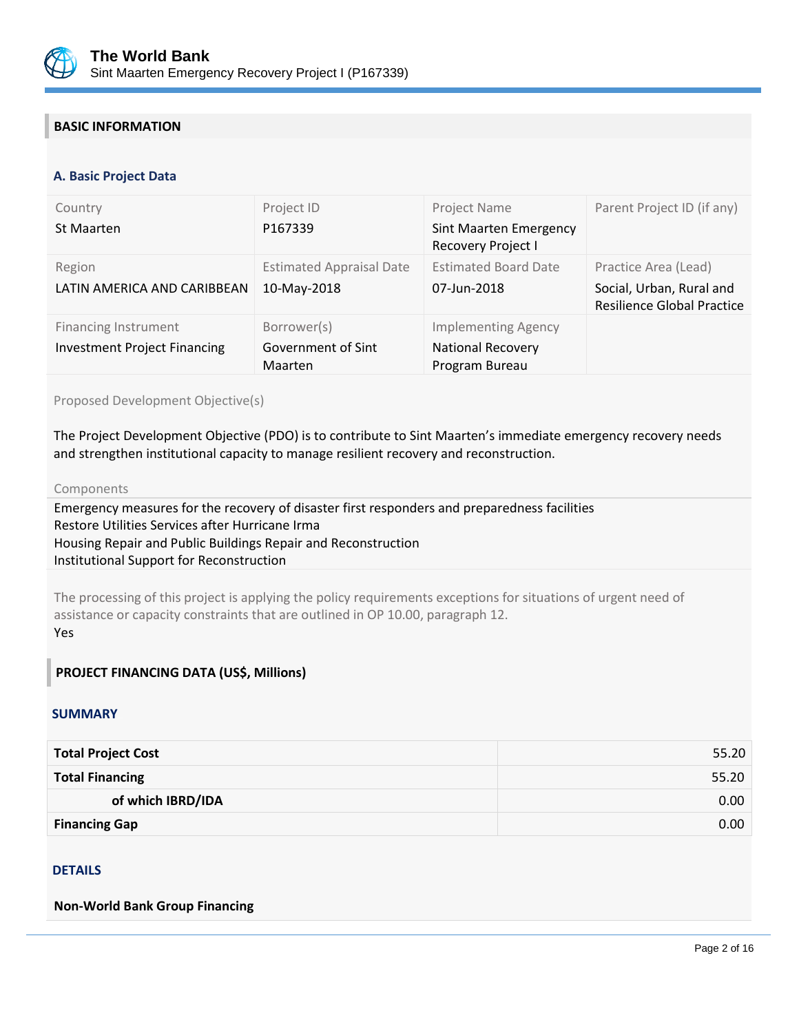## BASIC INFORMATION

### A. Basic Project Data

| Country | Project ID | Project Name | Parent Project ID (if any) |
|---|---|---|---|
| St Maarten | P167339 | Sint Maarten Emergency Recovery Project I | |
| **Region** | **Estimated Appraisal Date** | **Estimated Board Date** | **Practice Area (Lead)** |
| LATIN AMERICA AND CARIBBEAN | 10-May-2018 | 07-Jun-2018 | Social, Urban, Rural and Resilience Global Practice |
| **Financing Instrument** | **Borrower(s)** | **Implementing Agency** | |
| Investment Project Financing | Government of Sint Maarten | National Recovery Program Bureau | |

Proposed Development Objective(s)

The Project Development Objective (PDO) is to contribute to Sint Maarten's immediate emergency recovery needs and strengthen institutional capacity to manage resilient recovery and reconstruction.

Components

Emergency measures for the recovery of disaster first responders and preparedness facilities
Restore Utilities Services after Hurricane Irma
Housing Repair and Public Buildings Repair and Reconstruction
Institutional Support for Reconstruction

The processing of this project is applying the policy requirements exceptions for situations of urgent need of assistance or capacity constraints that are outlined in OP 10.00, paragraph 12.
Yes

## PROJECT FINANCING DATA (US$, Millions)

### SUMMARY

| | |
|---|---|
| **Total Project Cost** | 55.20 |
| **Total Financing** | 55.20 |
| **of which IBRD/IDA** | 0.00 |
| **Financing Gap** | 0.00 |

### DETAILS

**Non-World Bank Group Financing**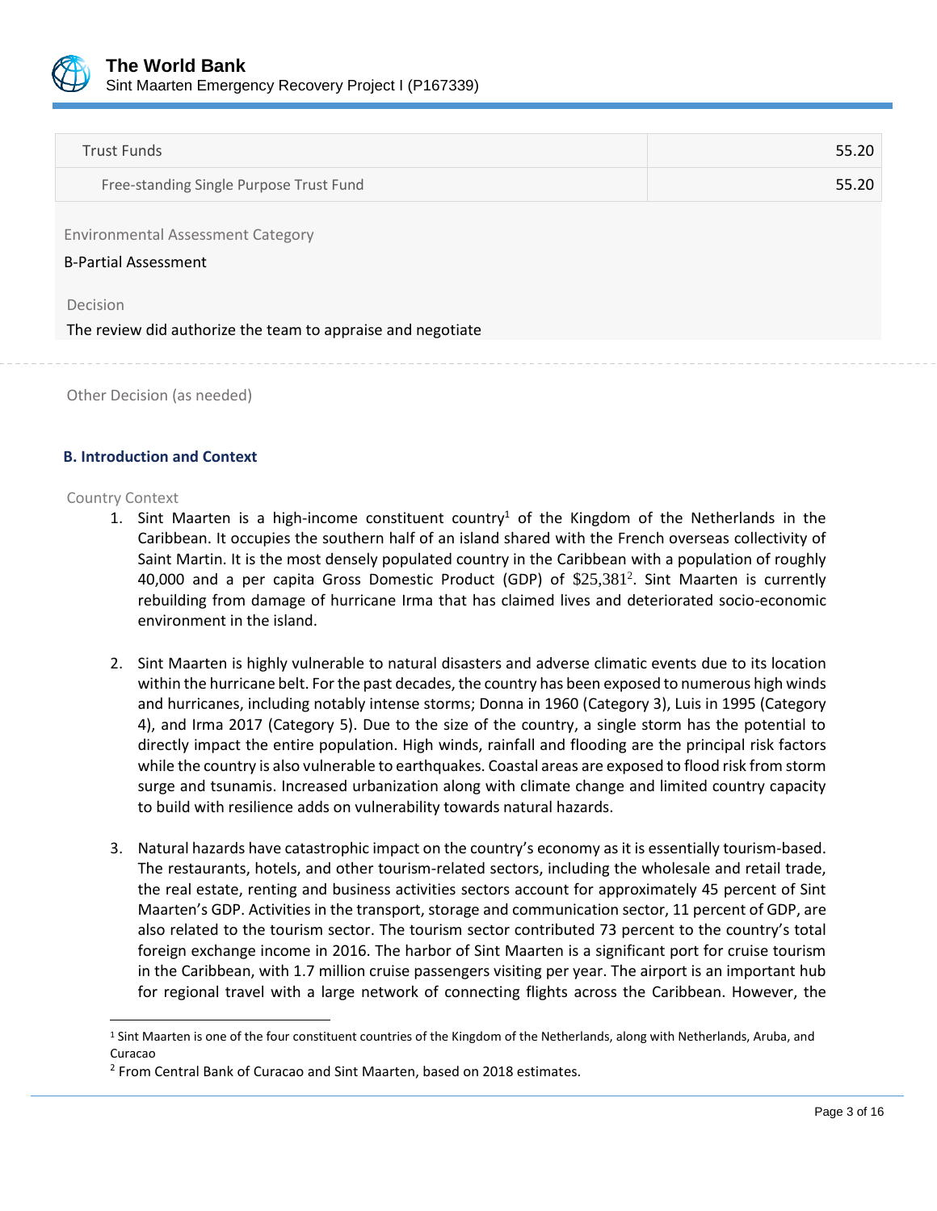| Trust Funds | 55.20 |
| --- | --- |
| Free-standing Single Purpose Trust Fund | 55.20 |

Environmental Assessment Category

B-Partial Assessment

Decision

The review did authorize the team to appraise and negotiate

Other Decision (as needed)

### B. Introduction and Context

Country Context

1. Sint Maarten is a high-income constituent country[1] of the Kingdom of the Netherlands in the Caribbean. It occupies the southern half of an island shared with the French overseas collectivity of Saint Martin. It is the most densely populated country in the Caribbean with a population of roughly 40,000 and a per capita Gross Domestic Product (GDP) of $25,381[2]. Sint Maarten is currently rebuilding from damage of hurricane Irma that has claimed lives and deteriorated socio-economic environment in the island.

2. Sint Maarten is highly vulnerable to natural disasters and adverse climatic events due to its location within the hurricane belt. For the past decades, the country has been exposed to numerous high winds and hurricanes, including notably intense storms; Donna in 1960 (Category 3), Luis in 1995 (Category 4), and Irma 2017 (Category 5). Due to the size of the country, a single storm has the potential to directly impact the entire population. High winds, rainfall and flooding are the principal risk factors while the country is also vulnerable to earthquakes. Coastal areas are exposed to flood risk from storm surge and tsunamis. Increased urbanization along with climate change and limited country capacity to build with resilience adds on vulnerability towards natural hazards.

3. Natural hazards have catastrophic impact on the country's economy as it is essentially tourism-based. The restaurants, hotels, and other tourism-related sectors, including the wholesale and retail trade, the real estate, renting and business activities sectors account for approximately 45 percent of Sint Maarten's GDP. Activities in the transport, storage and communication sector, 11 percent of GDP, are also related to the tourism sector. The tourism sector contributed 73 percent to the country's total foreign exchange income in 2016. The harbor of Sint Maarten is a significant port for cruise tourism in the Caribbean, with 1.7 million cruise passengers visiting per year. The airport is an important hub for regional travel with a large network of connecting flights across the Caribbean. However, the

[1] Sint Maarten is one of the four constituent countries of the Kingdom of the Netherlands, along with Netherlands, Aruba, and Curacao

[2] From Central Bank of Curacao and Sint Maarten, based on 2018 estimates.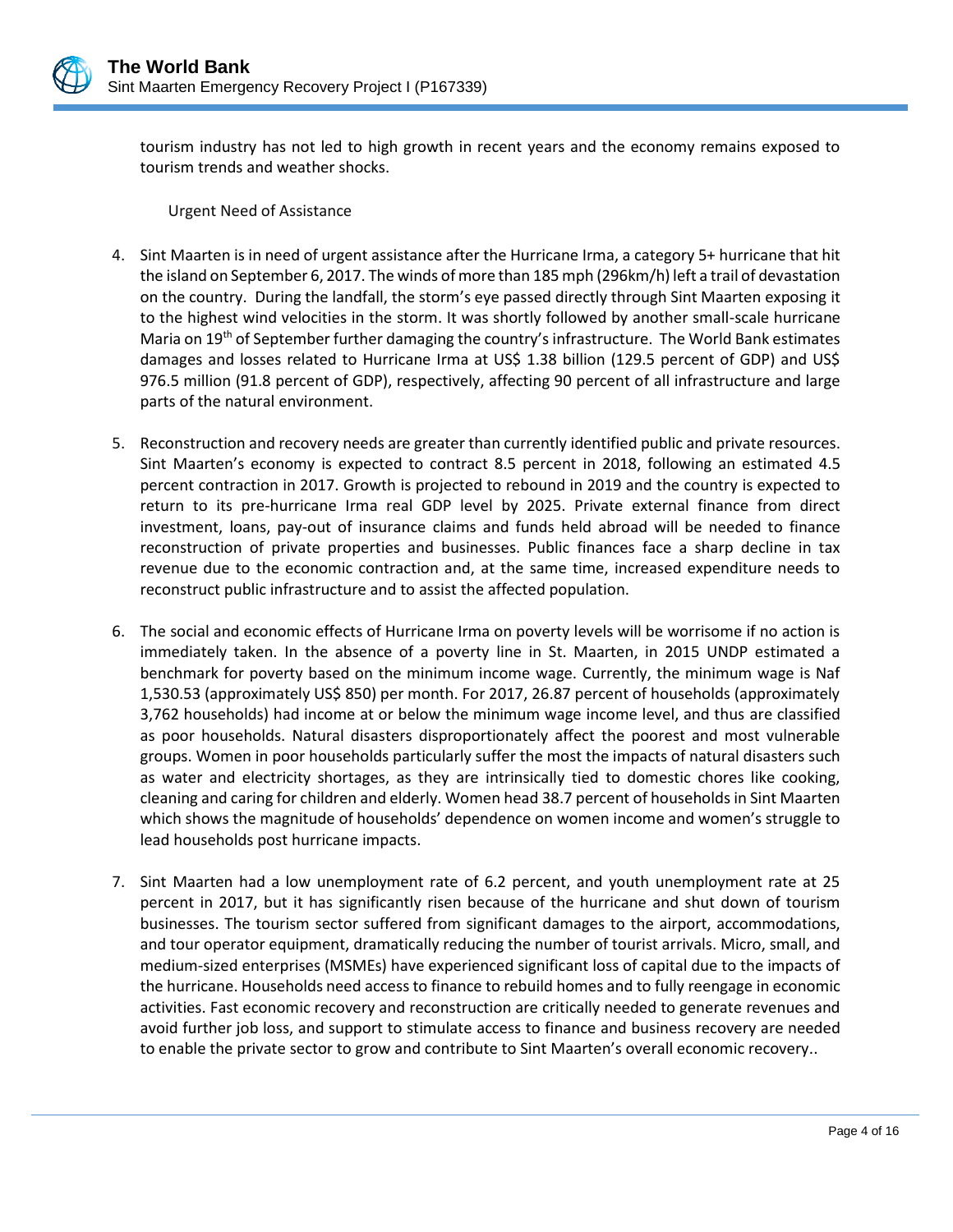tourism industry has not led to high growth in recent years and the economy remains exposed to tourism trends and weather shocks.

Urgent Need of Assistance

4. Sint Maarten is in need of urgent assistance after the Hurricane Irma, a category 5+ hurricane that hit the island on September 6, 2017. The winds of more than 185 mph (296km/h) left a trail of devastation on the country. During the landfall, the storm's eye passed directly through Sint Maarten exposing it to the highest wind velocities in the storm. It was shortly followed by another small-scale hurricane Maria on 19th of September further damaging the country's infrastructure. The World Bank estimates damages and losses related to Hurricane Irma at US$ 1.38 billion (129.5 percent of GDP) and US$ 976.5 million (91.8 percent of GDP), respectively, affecting 90 percent of all infrastructure and large parts of the natural environment.

5. Reconstruction and recovery needs are greater than currently identified public and private resources. Sint Maarten's economy is expected to contract 8.5 percent in 2018, following an estimated 4.5 percent contraction in 2017. Growth is projected to rebound in 2019 and the country is expected to return to its pre-hurricane Irma real GDP level by 2025. Private external finance from direct investment, loans, pay-out of insurance claims and funds held abroad will be needed to finance reconstruction of private properties and businesses. Public finances face a sharp decline in tax revenue due to the economic contraction and, at the same time, increased expenditure needs to reconstruct public infrastructure and to assist the affected population.

6. The social and economic effects of Hurricane Irma on poverty levels will be worrisome if no action is immediately taken. In the absence of a poverty line in St. Maarten, in 2015 UNDP estimated a benchmark for poverty based on the minimum income wage. Currently, the minimum wage is Naf 1,530.53 (approximately US$ 850) per month. For 2017, 26.87 percent of households (approximately 3,762 households) had income at or below the minimum wage income level, and thus are classified as poor households. Natural disasters disproportionately affect the poorest and most vulnerable groups. Women in poor households particularly suffer the most the impacts of natural disasters such as water and electricity shortages, as they are intrinsically tied to domestic chores like cooking, cleaning and caring for children and elderly. Women head 38.7 percent of households in Sint Maarten which shows the magnitude of households' dependence on women income and women's struggle to lead households post hurricane impacts.

7. Sint Maarten had a low unemployment rate of 6.2 percent, and youth unemployment rate at 25 percent in 2017, but it has significantly risen because of the hurricane and shut down of tourism businesses. The tourism sector suffered from significant damages to the airport, accommodations, and tour operator equipment, dramatically reducing the number of tourist arrivals. Micro, small, and medium-sized enterprises (MSMEs) have experienced significant loss of capital due to the impacts of the hurricane. Households need access to finance to rebuild homes and to fully reengage in economic activities. Fast economic recovery and reconstruction are critically needed to generate revenues and avoid further job loss, and support to stimulate access to finance and business recovery are needed to enable the private sector to grow and contribute to Sint Maarten's overall economic recovery..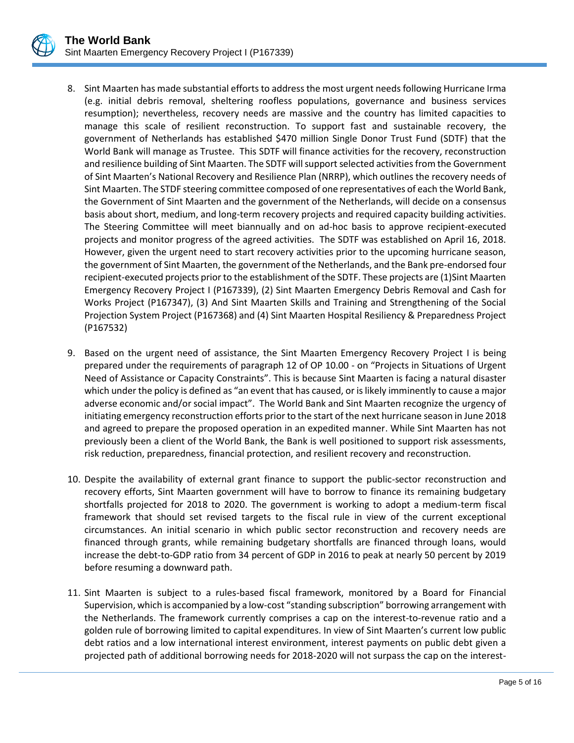8. Sint Maarten has made substantial efforts to address the most urgent needs following Hurricane Irma (e.g. initial debris removal, sheltering roofless populations, governance and business services resumption); nevertheless, recovery needs are massive and the country has limited capacities to manage this scale of resilient reconstruction. To support fast and sustainable recovery, the government of Netherlands has established $470 million Single Donor Trust Fund (SDTF) that the World Bank will manage as Trustee. This SDTF will finance activities for the recovery, reconstruction and resilience building of Sint Maarten. The SDTF will support selected activities from the Government of Sint Maarten's National Recovery and Resilience Plan (NRRP), which outlines the recovery needs of Sint Maarten. The STDF steering committee composed of one representatives of each the World Bank, the Government of Sint Maarten and the government of the Netherlands, will decide on a consensus basis about short, medium, and long-term recovery projects and required capacity building activities. The Steering Committee will meet biannually and on ad-hoc basis to approve recipient-executed projects and monitor progress of the agreed activities. The SDTF was established on April 16, 2018. However, given the urgent need to start recovery activities prior to the upcoming hurricane season, the government of Sint Maarten, the government of the Netherlands, and the Bank pre-endorsed four recipient-executed projects prior to the establishment of the SDTF. These projects are (1)Sint Maarten Emergency Recovery Project I (P167339), (2) Sint Maarten Emergency Debris Removal and Cash for Works Project (P167347), (3) And Sint Maarten Skills and Training and Strengthening of the Social Projection System Project (P167368) and (4) Sint Maarten Hospital Resiliency & Preparedness Project (P167532)

9. Based on the urgent need of assistance, the Sint Maarten Emergency Recovery Project I is being prepared under the requirements of paragraph 12 of OP 10.00 - on "Projects in Situations of Urgent Need of Assistance or Capacity Constraints". This is because Sint Maarten is facing a natural disaster which under the policy is defined as "an event that has caused, or is likely imminently to cause a major adverse economic and/or social impact". The World Bank and Sint Maarten recognize the urgency of initiating emergency reconstruction efforts prior to the start of the next hurricane season in June 2018 and agreed to prepare the proposed operation in an expedited manner. While Sint Maarten has not previously been a client of the World Bank, the Bank is well positioned to support risk assessments, risk reduction, preparedness, financial protection, and resilient recovery and reconstruction.

10. Despite the availability of external grant finance to support the public-sector reconstruction and recovery efforts, Sint Maarten government will have to borrow to finance its remaining budgetary shortfalls projected for 2018 to 2020. The government is working to adopt a medium-term fiscal framework that should set revised targets to the fiscal rule in view of the current exceptional circumstances. An initial scenario in which public sector reconstruction and recovery needs are financed through grants, while remaining budgetary shortfalls are financed through loans, would increase the debt-to-GDP ratio from 34 percent of GDP in 2016 to peak at nearly 50 percent by 2019 before resuming a downward path.

11. Sint Maarten is subject to a rules-based fiscal framework, monitored by a Board for Financial Supervision, which is accompanied by a low-cost "standing subscription" borrowing arrangement with the Netherlands. The framework currently comprises a cap on the interest-to-revenue ratio and a golden rule of borrowing limited to capital expenditures. In view of Sint Maarten's current low public debt ratios and a low international interest environment, interest payments on public debt given a projected path of additional borrowing needs for 2018-2020 will not surpass the cap on the interest-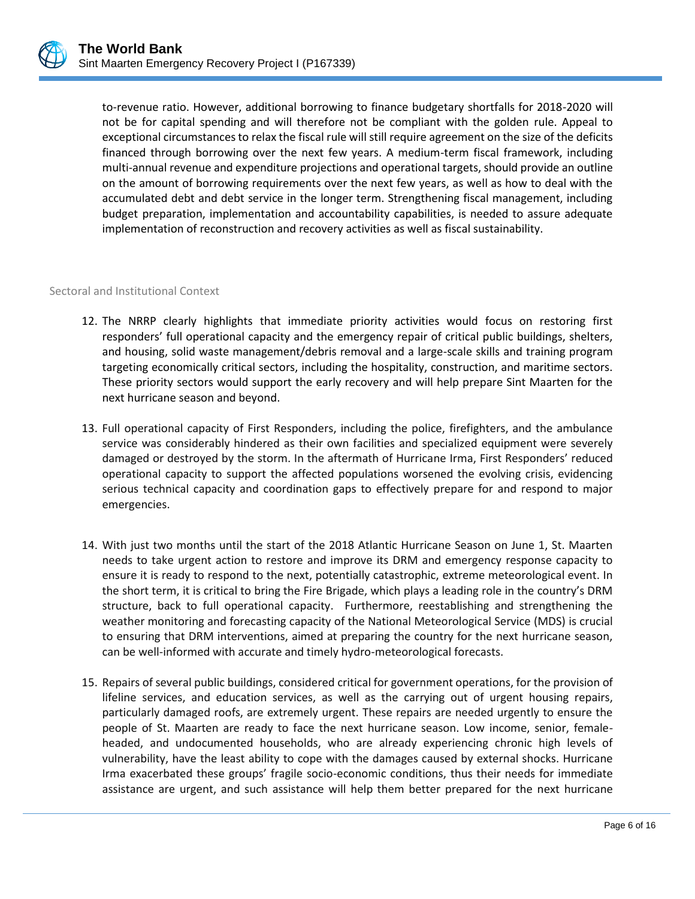to-revenue ratio. However, additional borrowing to finance budgetary shortfalls for 2018-2020 will not be for capital spending and will therefore not be compliant with the golden rule. Appeal to exceptional circumstances to relax the fiscal rule will still require agreement on the size of the deficits financed through borrowing over the next few years. A medium-term fiscal framework, including multi-annual revenue and expenditure projections and operational targets, should provide an outline on the amount of borrowing requirements over the next few years, as well as how to deal with the accumulated debt and debt service in the longer term. Strengthening fiscal management, including budget preparation, implementation and accountability capabilities, is needed to assure adequate implementation of reconstruction and recovery activities as well as fiscal sustainability.

## Sectoral and Institutional Context

12. The NRRP clearly highlights that immediate priority activities would focus on restoring first responders' full operational capacity and the emergency repair of critical public buildings, shelters, and housing, solid waste management/debris removal and a large-scale skills and training program targeting economically critical sectors, including the hospitality, construction, and maritime sectors. These priority sectors would support the early recovery and will help prepare Sint Maarten for the next hurricane season and beyond.

13. Full operational capacity of First Responders, including the police, firefighters, and the ambulance service was considerably hindered as their own facilities and specialized equipment were severely damaged or destroyed by the storm. In the aftermath of Hurricane Irma, First Responders' reduced operational capacity to support the affected populations worsened the evolving crisis, evidencing serious technical capacity and coordination gaps to effectively prepare for and respond to major emergencies.

14. With just two months until the start of the 2018 Atlantic Hurricane Season on June 1, St. Maarten needs to take urgent action to restore and improve its DRM and emergency response capacity to ensure it is ready to respond to the next, potentially catastrophic, extreme meteorological event. In the short term, it is critical to bring the Fire Brigade, which plays a leading role in the country's DRM structure, back to full operational capacity. Furthermore, reestablishing and strengthening the weather monitoring and forecasting capacity of the National Meteorological Service (MDS) is crucial to ensuring that DRM interventions, aimed at preparing the country for the next hurricane season, can be well-informed with accurate and timely hydro-meteorological forecasts.

15. Repairs of several public buildings, considered critical for government operations, for the provision of lifeline services, and education services, as well as the carrying out of urgent housing repairs, particularly damaged roofs, are extremely urgent. These repairs are needed urgently to ensure the people of St. Maarten are ready to face the next hurricane season. Low income, senior, female-headed, and undocumented households, who are already experiencing chronic high levels of vulnerability, have the least ability to cope with the damages caused by external shocks. Hurricane Irma exacerbated these groups' fragile socio-economic conditions, thus their needs for immediate assistance are urgent, and such assistance will help them better prepared for the next hurricane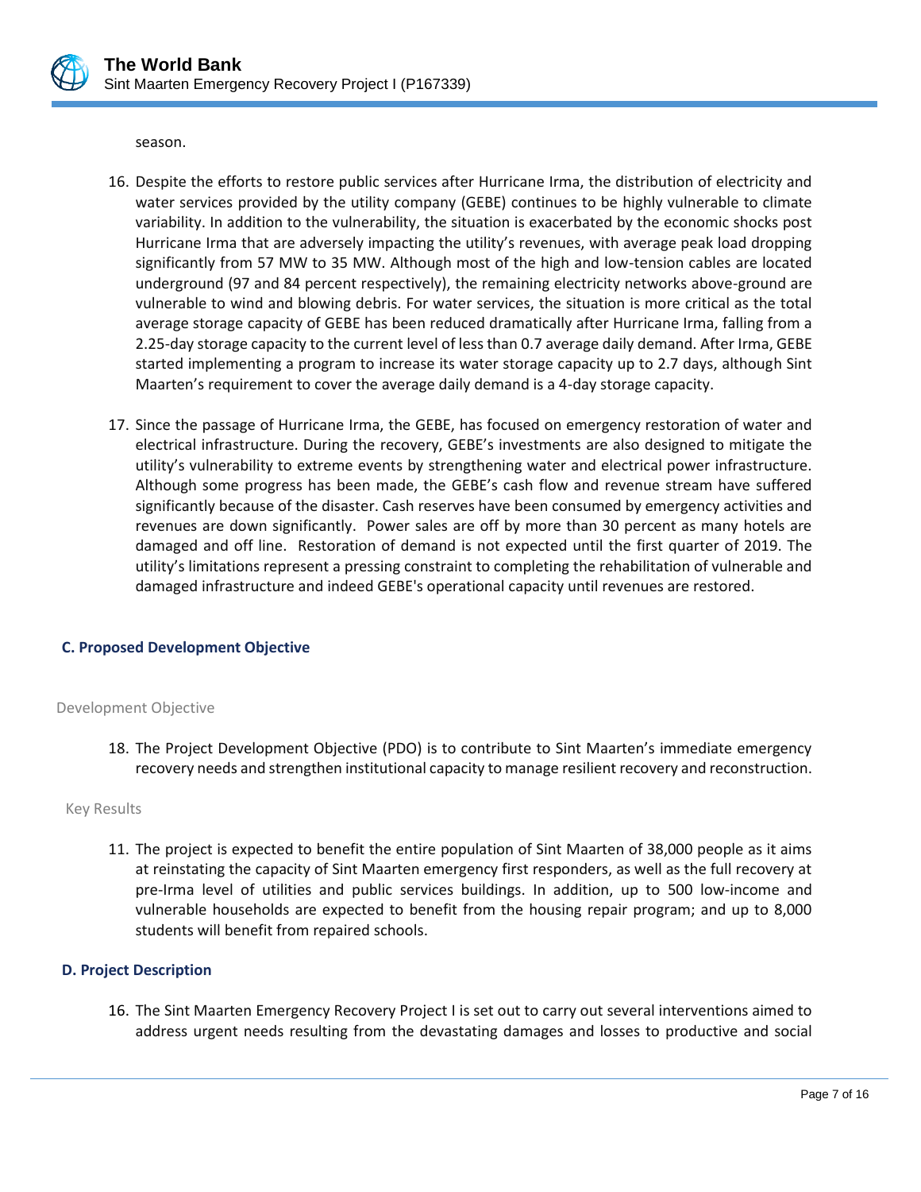season.

16. Despite the efforts to restore public services after Hurricane Irma, the distribution of electricity and water services provided by the utility company (GEBE) continues to be highly vulnerable to climate variability. In addition to the vulnerability, the situation is exacerbated by the economic shocks post Hurricane Irma that are adversely impacting the utility's revenues, with average peak load dropping significantly from 57 MW to 35 MW. Although most of the high and low-tension cables are located underground (97 and 84 percent respectively), the remaining electricity networks above-ground are vulnerable to wind and blowing debris. For water services, the situation is more critical as the total average storage capacity of GEBE has been reduced dramatically after Hurricane Irma, falling from a 2.25-day storage capacity to the current level of less than 0.7 average daily demand. After Irma, GEBE started implementing a program to increase its water storage capacity up to 2.7 days, although Sint Maarten's requirement to cover the average daily demand is a 4-day storage capacity.

17. Since the passage of Hurricane Irma, the GEBE, has focused on emergency restoration of water and electrical infrastructure. During the recovery, GEBE's investments are also designed to mitigate the utility's vulnerability to extreme events by strengthening water and electrical power infrastructure. Although some progress has been made, the GEBE's cash flow and revenue stream have suffered significantly because of the disaster. Cash reserves have been consumed by emergency activities and revenues are down significantly. Power sales are off by more than 30 percent as many hotels are damaged and off line. Restoration of demand is not expected until the first quarter of 2019. The utility's limitations represent a pressing constraint to completing the rehabilitation of vulnerable and damaged infrastructure and indeed GEBE's operational capacity until revenues are restored.

## C. Proposed Development Objective

### Development Objective

18. The Project Development Objective (PDO) is to contribute to Sint Maarten's immediate emergency recovery needs and strengthen institutional capacity to manage resilient recovery and reconstruction.

### Key Results

11. The project is expected to benefit the entire population of Sint Maarten of 38,000 people as it aims at reinstating the capacity of Sint Maarten emergency first responders, as well as the full recovery at pre-Irma level of utilities and public services buildings. In addition, up to 500 low-income and vulnerable households are expected to benefit from the housing repair program; and up to 8,000 students will benefit from repaired schools.

## D. Project Description

16. The Sint Maarten Emergency Recovery Project I is set out to carry out several interventions aimed to address urgent needs resulting from the devastating damages and losses to productive and social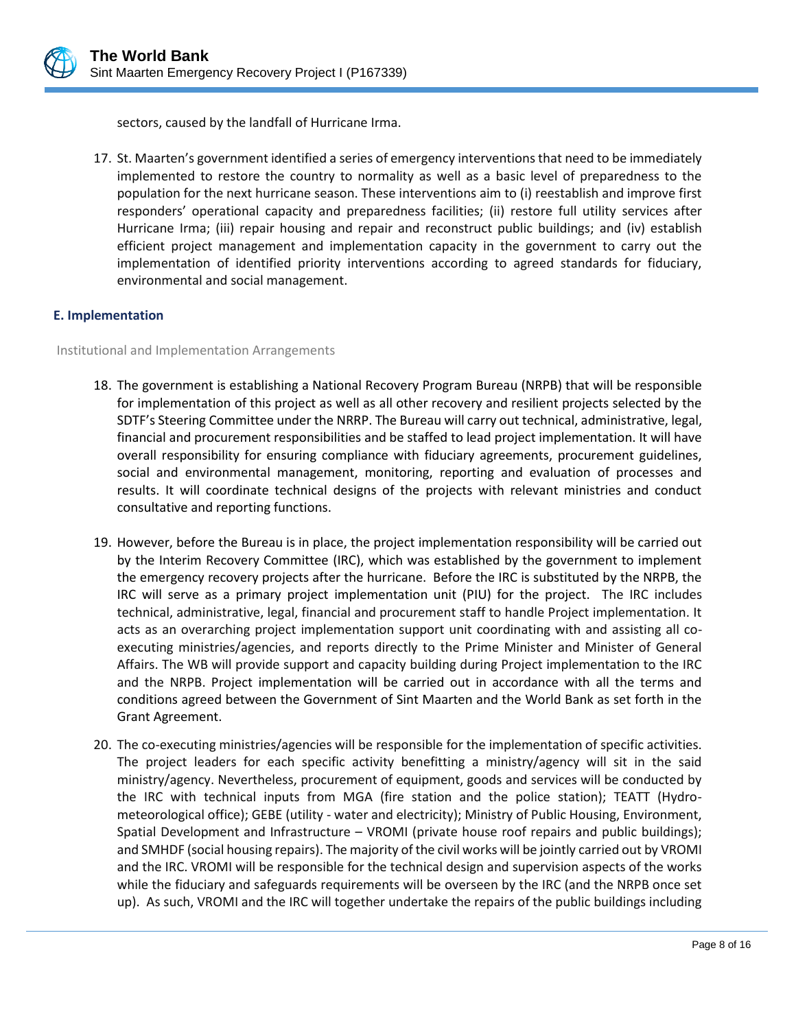sectors, caused by the landfall of Hurricane Irma.

17. St. Maarten's government identified a series of emergency interventions that need to be immediately implemented to restore the country to normality as well as a basic level of preparedness to the population for the next hurricane season. These interventions aim to (i) reestablish and improve first responders' operational capacity and preparedness facilities; (ii) restore full utility services after Hurricane Irma; (iii) repair housing and repair and reconstruct public buildings; and (iv) establish efficient project management and implementation capacity in the government to carry out the implementation of identified priority interventions according to agreed standards for fiduciary, environmental and social management.

### E. Implementation

Institutional and Implementation Arrangements

18. The government is establishing a National Recovery Program Bureau (NRPB) that will be responsible for implementation of this project as well as all other recovery and resilient projects selected by the SDTF's Steering Committee under the NRRP. The Bureau will carry out technical, administrative, legal, financial and procurement responsibilities and be staffed to lead project implementation. It will have overall responsibility for ensuring compliance with fiduciary agreements, procurement guidelines, social and environmental management, monitoring, reporting and evaluation of processes and results. It will coordinate technical designs of the projects with relevant ministries and conduct consultative and reporting functions.

19. However, before the Bureau is in place, the project implementation responsibility will be carried out by the Interim Recovery Committee (IRC), which was established by the government to implement the emergency recovery projects after the hurricane. Before the IRC is substituted by the NRPB, the IRC will serve as a primary project implementation unit (PIU) for the project. The IRC includes technical, administrative, legal, financial and procurement staff to handle Project implementation. It acts as an overarching project implementation support unit coordinating with and assisting all co-executing ministries/agencies, and reports directly to the Prime Minister and Minister of General Affairs. The WB will provide support and capacity building during Project implementation to the IRC and the NRPB. Project implementation will be carried out in accordance with all the terms and conditions agreed between the Government of Sint Maarten and the World Bank as set forth in the Grant Agreement.

20. The co-executing ministries/agencies will be responsible for the implementation of specific activities. The project leaders for each specific activity benefitting a ministry/agency will sit in the said ministry/agency. Nevertheless, procurement of equipment, goods and services will be conducted by the IRC with technical inputs from MGA (fire station and the police station); TEATT (Hydro-meteorological office); GEBE (utility - water and electricity); Ministry of Public Housing, Environment, Spatial Development and Infrastructure – VROMI (private house roof repairs and public buildings); and SMHDF (social housing repairs). The majority of the civil works will be jointly carried out by VROMI and the IRC. VROMI will be responsible for the technical design and supervision aspects of the works while the fiduciary and safeguards requirements will be overseen by the IRC (and the NRPB once set up). As such, VROMI and the IRC will together undertake the repairs of the public buildings including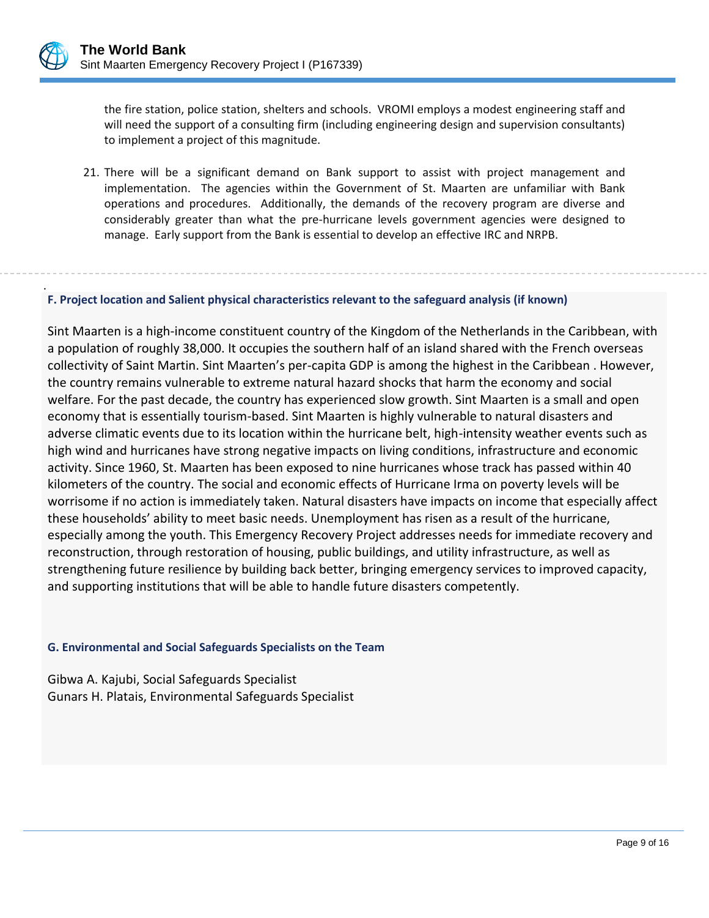the fire station, police station, shelters and schools. VROMI employs a modest engineering staff and will need the support of a consulting firm (including engineering design and supervision consultants) to implement a project of this magnitude.

21. There will be a significant demand on Bank support to assist with project management and implementation. The agencies within the Government of St. Maarten are unfamiliar with Bank operations and procedures. Additionally, the demands of the recovery program are diverse and considerably greater than what the pre-hurricane levels government agencies were designed to manage. Early support from the Bank is essential to develop an effective IRC and NRPB.

### F. Project location and Salient physical characteristics relevant to the safeguard analysis (if known)

Sint Maarten is a high-income constituent country of the Kingdom of the Netherlands in the Caribbean, with a population of roughly 38,000. It occupies the southern half of an island shared with the French overseas collectivity of Saint Martin. Sint Maarten's per-capita GDP is among the highest in the Caribbean . However, the country remains vulnerable to extreme natural hazard shocks that harm the economy and social welfare. For the past decade, the country has experienced slow growth. Sint Maarten is a small and open economy that is essentially tourism-based. Sint Maarten is highly vulnerable to natural disasters and adverse climatic events due to its location within the hurricane belt, high-intensity weather events such as high wind and hurricanes have strong negative impacts on living conditions, infrastructure and economic activity. Since 1960, St. Maarten has been exposed to nine hurricanes whose track has passed within 40 kilometers of the country. The social and economic effects of Hurricane Irma on poverty levels will be worrisome if no action is immediately taken. Natural disasters have impacts on income that especially affect these households' ability to meet basic needs. Unemployment has risen as a result of the hurricane, especially among the youth. This Emergency Recovery Project addresses needs for immediate recovery and reconstruction, through restoration of housing, public buildings, and utility infrastructure, as well as strengthening future resilience by building back better, bringing emergency services to improved capacity, and supporting institutions that will be able to handle future disasters competently.

### G. Environmental and Social Safeguards Specialists on the Team

Gibwa A. Kajubi, Social Safeguards Specialist
Gunars H. Platais, Environmental Safeguards Specialist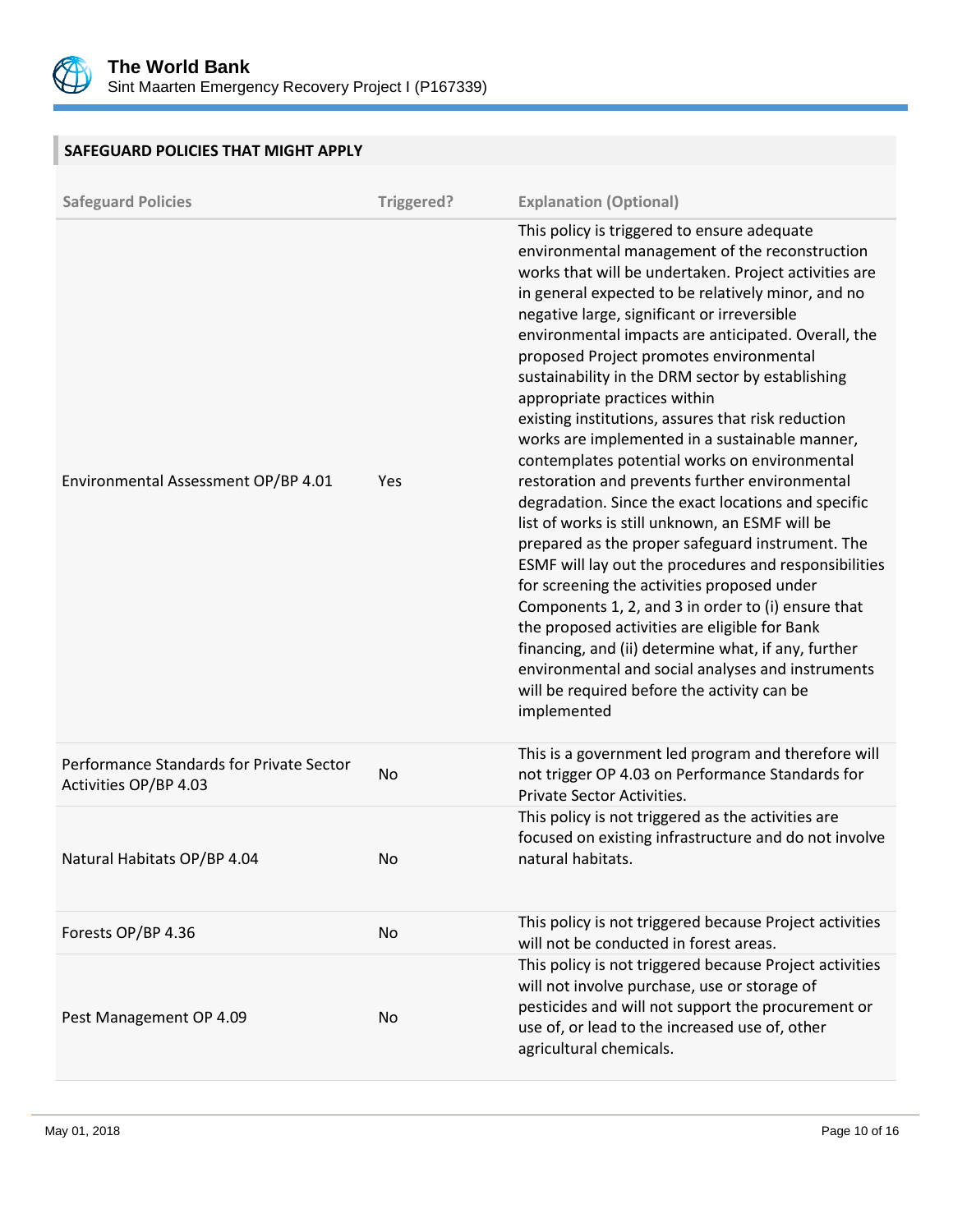## SAFEGUARD POLICIES THAT MIGHT APPLY

| Safeguard Policies | Triggered? | Explanation (Optional) |
|---|---|---|
| Environmental Assessment OP/BP 4.01 | Yes | This policy is triggered to ensure adequate environmental management of the reconstruction works that will be undertaken. Project activities are in general expected to be relatively minor, and no negative large, significant or irreversible environmental impacts are anticipated. Overall, the proposed Project promotes environmental sustainability in the DRM sector by establishing appropriate practices within existing institutions, assures that risk reduction works are implemented in a sustainable manner, contemplates potential works on environmental restoration and prevents further environmental degradation. Since the exact locations and specific list of works is still unknown, an ESMF will be prepared as the proper safeguard instrument. The ESMF will lay out the procedures and responsibilities for screening the activities proposed under Components 1, 2, and 3 in order to (i) ensure that the proposed activities are eligible for Bank financing, and (ii) determine what, if any, further environmental and social analyses and instruments will be required before the activity can be implemented |
| Performance Standards for Private Sector Activities OP/BP 4.03 | No | This is a government led program and therefore will not trigger OP 4.03 on Performance Standards for Private Sector Activities. |
| Natural Habitats OP/BP 4.04 | No | This policy is not triggered as the activities are focused on existing infrastructure and do not involve natural habitats. |
| Forests OP/BP 4.36 | No | This policy is not triggered because Project activities will not be conducted in forest areas. |
| Pest Management OP 4.09 | No | This policy is not triggered because Project activities will not involve purchase, use or storage of pesticides and will not support the procurement or use of, or lead to the increased use of, other agricultural chemicals. |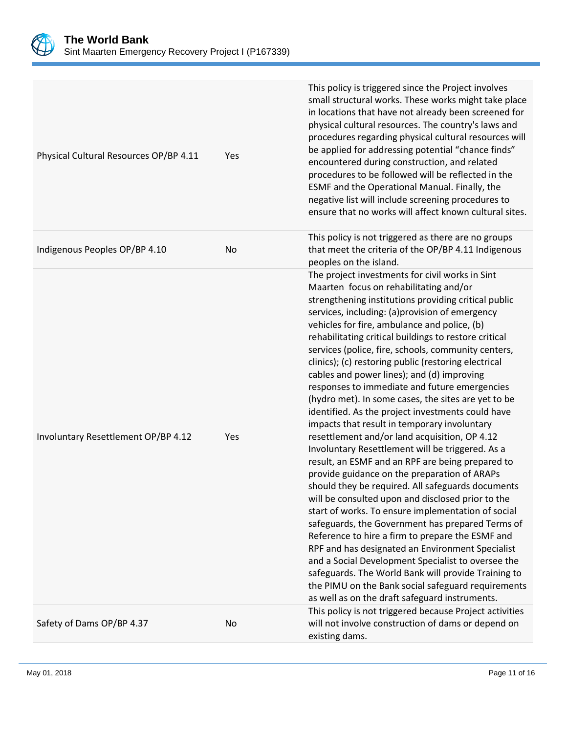| | | |
|---|---|---|
| Physical Cultural Resources OP/BP 4.11 | Yes | This policy is triggered since the Project involves small structural works. These works might take place in locations that have not already been screened for physical cultural resources. The country's laws and procedures regarding physical cultural resources will be applied for addressing potential "chance finds" encountered during construction, and related procedures to be followed will be reflected in the ESMF and the Operational Manual. Finally, the negative list will include screening procedures to ensure that no works will affect known cultural sites. |
| Indigenous Peoples OP/BP 4.10 | No | This policy is not triggered as there are no groups that meet the criteria of the OP/BP 4.11 Indigenous peoples on the island. |
| Involuntary Resettlement OP/BP 4.12 | Yes | The project investments for civil works in Sint Maarten focus on rehabilitating and/or strengthening institutions providing critical public services, including: (a)provision of emergency vehicles for fire, ambulance and police, (b) rehabilitating critical buildings to restore critical services (police, fire, schools, community centers, clinics); (c) restoring public (restoring electrical cables and power lines); and (d) improving responses to immediate and future emergencies (hydro met). In some cases, the sites are yet to be identified. As the project investments could have impacts that result in temporary involuntary resettlement and/or land acquisition, OP 4.12 Involuntary Resettlement will be triggered. As a result, an ESMF and an RPF are being prepared to provide guidance on the preparation of ARAPs should they be required. All safeguards documents will be consulted upon and disclosed prior to the start of works. To ensure implementation of social safeguards, the Government has prepared Terms of Reference to hire a firm to prepare the ESMF and RPF and has designated an Environment Specialist and a Social Development Specialist to oversee the safeguards. The World Bank will provide Training to the PIMU on the Bank social safeguard requirements as well as on the draft safeguard instruments. |
| Safety of Dams OP/BP 4.37 | No | This policy is not triggered because Project activities will not involve construction of dams or depend on existing dams. |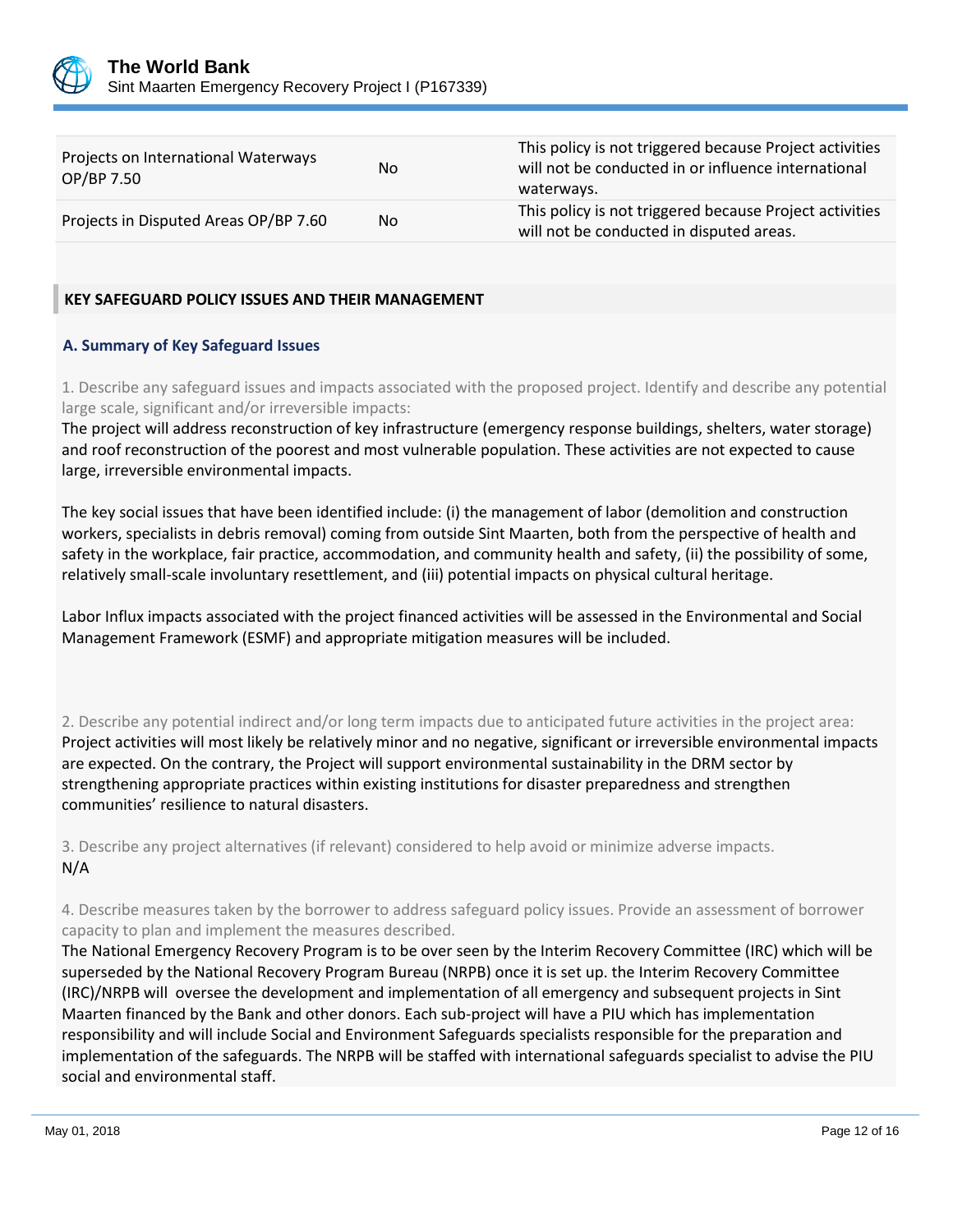| | | |
|---|---|---|
| Projects on International Waterways OP/BP 7.50 | No | This policy is not triggered because Project activities will not be conducted in or influence international waterways. |
| Projects in Disputed Areas OP/BP 7.60 | No | This policy is not triggered because Project activities will not be conducted in disputed areas. |

## KEY SAFEGUARD POLICY ISSUES AND THEIR MANAGEMENT

### A. Summary of Key Safeguard Issues

1. Describe any safeguard issues and impacts associated with the proposed project. Identify and describe any potential large scale, significant and/or irreversible impacts:

The project will address reconstruction of key infrastructure (emergency response buildings, shelters, water storage) and roof reconstruction of the poorest and most vulnerable population. These activities are not expected to cause large, irreversible environmental impacts.

The key social issues that have been identified include: (i) the management of labor (demolition and construction workers, specialists in debris removal) coming from outside Sint Maarten, both from the perspective of health and safety in the workplace, fair practice, accommodation, and community health and safety, (ii) the possibility of some, relatively small-scale involuntary resettlement, and (iii) potential impacts on physical cultural heritage.

Labor Influx impacts associated with the project financed activities will be assessed in the Environmental and Social Management Framework (ESMF) and appropriate mitigation measures will be included.

2. Describe any potential indirect and/or long term impacts due to anticipated future activities in the project area:

Project activities will most likely be relatively minor and no negative, significant or irreversible environmental impacts are expected. On the contrary, the Project will support environmental sustainability in the DRM sector by strengthening appropriate practices within existing institutions for disaster preparedness and strengthen communities' resilience to natural disasters.

3. Describe any project alternatives (if relevant) considered to help avoid or minimize adverse impacts.

N/A

4. Describe measures taken by the borrower to address safeguard policy issues. Provide an assessment of borrower capacity to plan and implement the measures described.

The National Emergency Recovery Program is to be over seen by the Interim Recovery Committee (IRC) which will be superseded by the National Recovery Program Bureau (NRPB) once it is set up. the Interim Recovery Committee (IRC)/NRPB will oversee the development and implementation of all emergency and subsequent projects in Sint Maarten financed by the Bank and other donors. Each sub-project will have a PIU which has implementation responsibility and will include Social and Environment Safeguards specialists responsible for the preparation and implementation of the safeguards. The NRPB will be staffed with international safeguards specialist to advise the PIU social and environmental staff.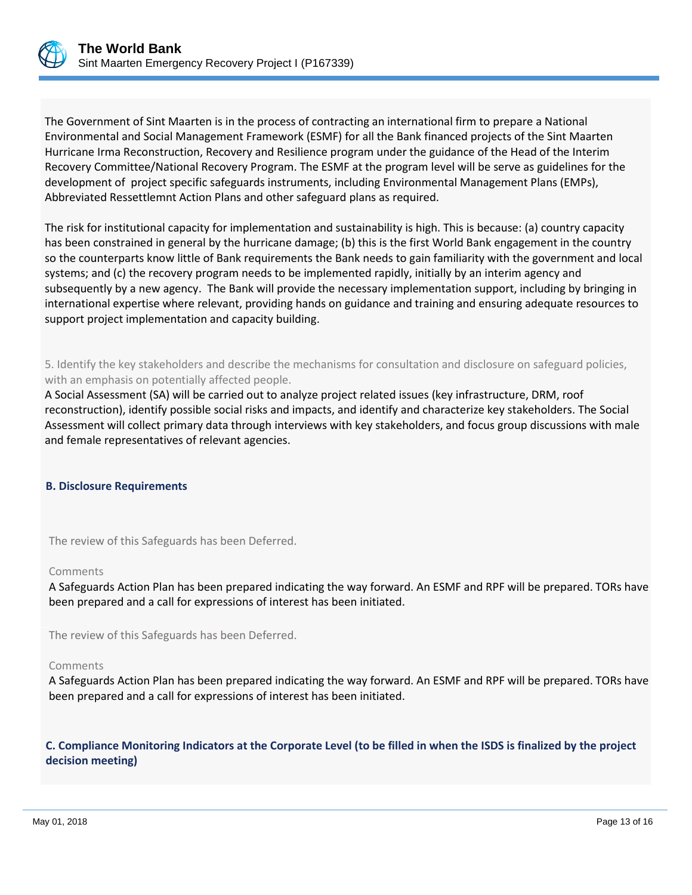The Government of Sint Maarten is in the process of contracting an international firm to prepare a National Environmental and Social Management Framework (ESMF) for all the Bank financed projects of the Sint Maarten Hurricane Irma Reconstruction, Recovery and Resilience program under the guidance of the Head of the Interim Recovery Committee/National Recovery Program. The ESMF at the program level will be serve as guidelines for the development of project specific safeguards instruments, including Environmental Management Plans (EMPs), Abbreviated Ressettlemnt Action Plans and other safeguard plans as required.

The risk for institutional capacity for implementation and sustainability is high. This is because: (a) country capacity has been constrained in general by the hurricane damage; (b) this is the first World Bank engagement in the country so the counterparts know little of Bank requirements the Bank needs to gain familiarity with the government and local systems; and (c) the recovery program needs to be implemented rapidly, initially by an interim agency and subsequently by a new agency. The Bank will provide the necessary implementation support, including by bringing in international expertise where relevant, providing hands on guidance and training and ensuring adequate resources to support project implementation and capacity building.

5. Identify the key stakeholders and describe the mechanisms for consultation and disclosure on safeguard policies, with an emphasis on potentially affected people.

A Social Assessment (SA) will be carried out to analyze project related issues (key infrastructure, DRM, roof reconstruction), identify possible social risks and impacts, and identify and characterize key stakeholders. The Social Assessment will collect primary data through interviews with key stakeholders, and focus group discussions with male and female representatives of relevant agencies.

### B. Disclosure Requirements

The review of this Safeguards has been Deferred.

Comments

A Safeguards Action Plan has been prepared indicating the way forward. An ESMF and RPF will be prepared. TORs have been prepared and a call for expressions of interest has been initiated.

The review of this Safeguards has been Deferred.

Comments

A Safeguards Action Plan has been prepared indicating the way forward. An ESMF and RPF will be prepared. TORs have been prepared and a call for expressions of interest has been initiated.

### C. Compliance Monitoring Indicators at the Corporate Level (to be filled in when the ISDS is finalized by the project decision meeting)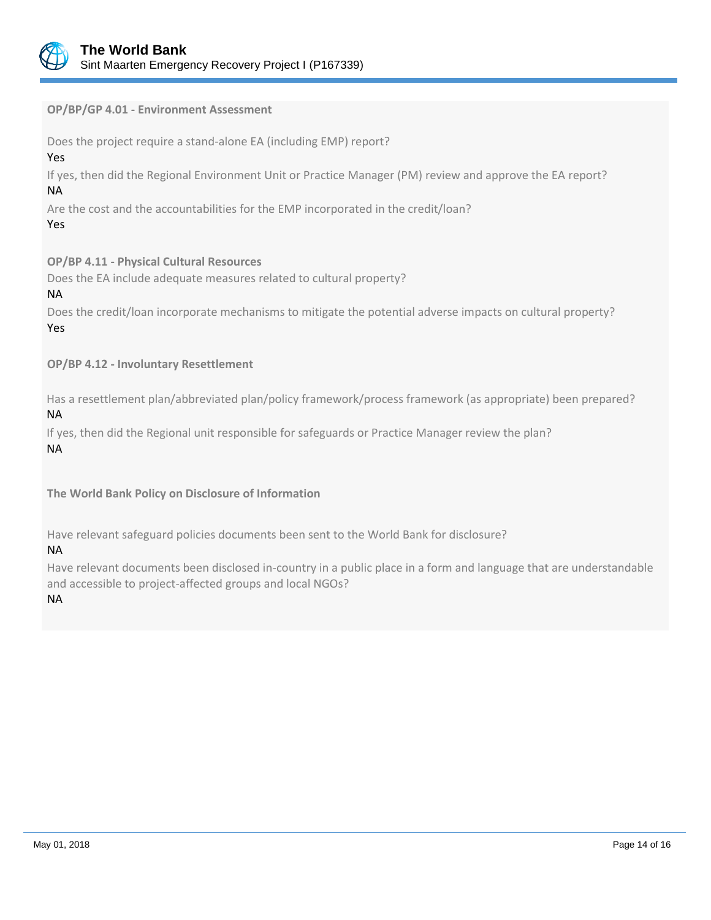**OP/BP/GP 4.01 - Environment Assessment**

Does the project require a stand-alone EA (including EMP) report?

Yes

If yes, then did the Regional Environment Unit or Practice Manager (PM) review and approve the EA report?

NA

Are the cost and the accountabilities for the EMP incorporated in the credit/loan?

Yes

**OP/BP 4.11 - Physical Cultural Resources**

Does the EA include adequate measures related to cultural property?

NA

Does the credit/loan incorporate mechanisms to mitigate the potential adverse impacts on cultural property?

Yes

**OP/BP 4.12 - Involuntary Resettlement**

Has a resettlement plan/abbreviated plan/policy framework/process framework (as appropriate) been prepared?

NA

If yes, then did the Regional unit responsible for safeguards or Practice Manager review the plan?

NA

**The World Bank Policy on Disclosure of Information**

Have relevant safeguard policies documents been sent to the World Bank for disclosure?

NA

Have relevant documents been disclosed in-country in a public place in a form and language that are understandable and accessible to project-affected groups and local NGOs?

NA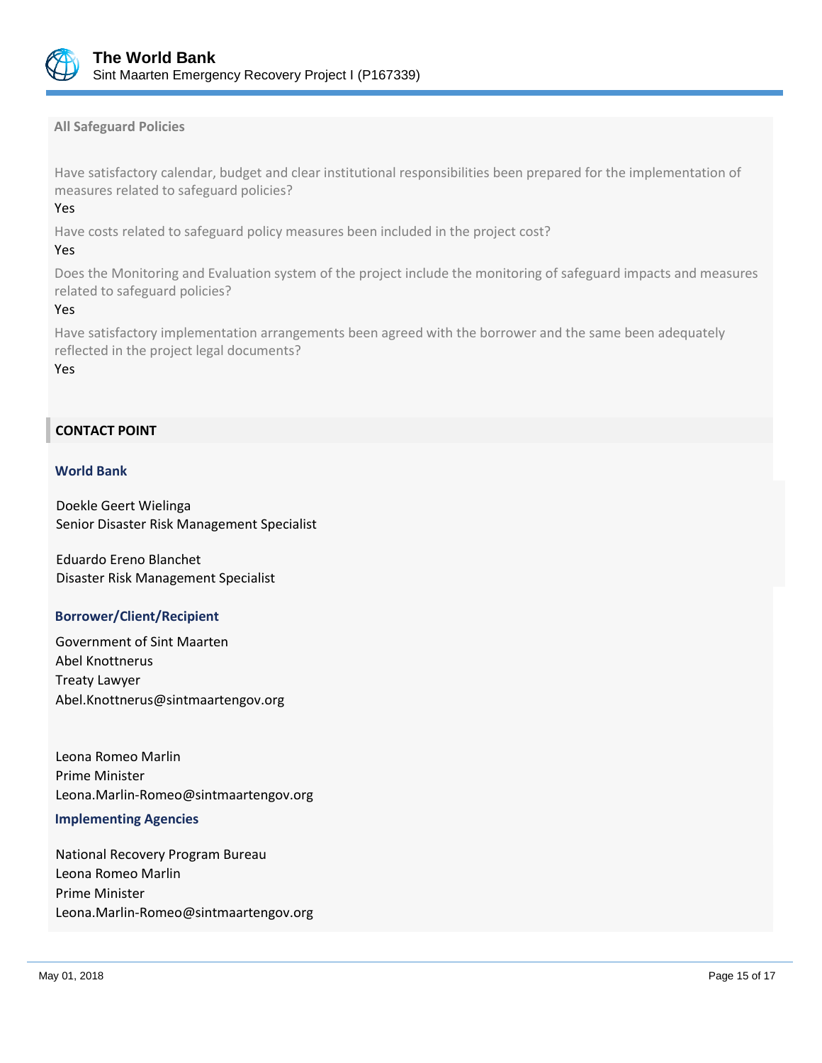### All Safeguard Policies

Have satisfactory calendar, budget and clear institutional responsibilities been prepared for the implementation of measures related to safeguard policies?

Yes

Have costs related to safeguard policy measures been included in the project cost?

Yes

Does the Monitoring and Evaluation system of the project include the monitoring of safeguard impacts and measures related to safeguard policies?

Yes

Have satisfactory implementation arrangements been agreed with the borrower and the same been adequately reflected in the project legal documents?

Yes

## CONTACT POINT

### World Bank

Doekle Geert Wielinga
Senior Disaster Risk Management Specialist

Eduardo Ereno Blanchet
Disaster Risk Management Specialist

### Borrower/Client/Recipient

Government of Sint Maarten
Abel Knottnerus
Treaty Lawyer
Abel.Knottnerus@sintmaartengov.org

Leona Romeo Marlin
Prime Minister
Leona.Marlin-Romeo@sintmaartengov.org

### Implementing Agencies

National Recovery Program Bureau
Leona Romeo Marlin
Prime Minister
Leona.Marlin-Romeo@sintmaartengov.org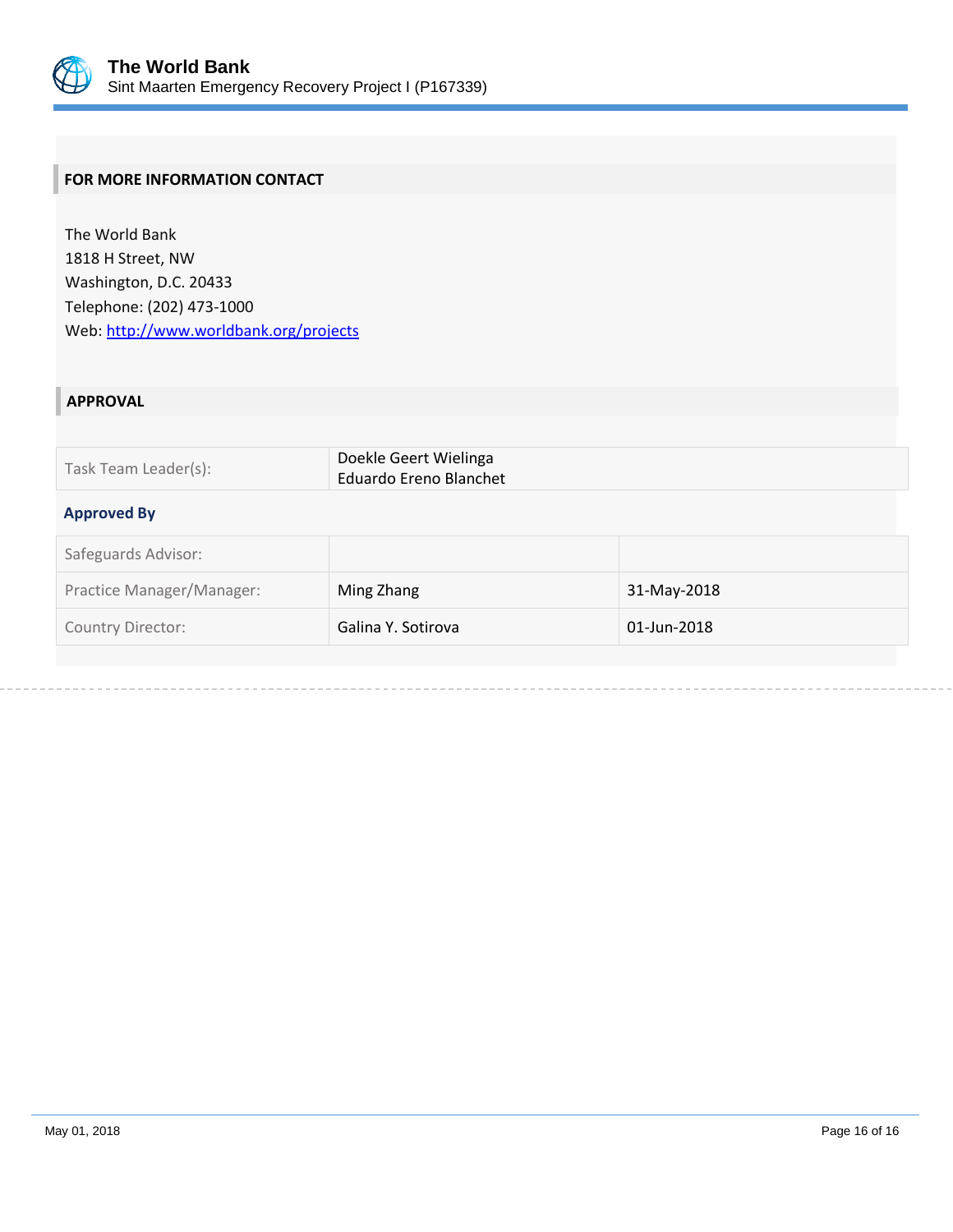## FOR MORE INFORMATION CONTACT

The World Bank
1818 H Street, NW
Washington, D.C. 20433
Telephone: (202) 473-1000
Web: http://www.worldbank.org/projects

## APPROVAL

| | |
|---|---|
| Task Team Leader(s): | Doekle Geert Wielinga<br>Eduardo Ereno Blanchet |

### Approved By

| | | |
|---|---|---|
| Safeguards Advisor: | | |
| Practice Manager/Manager: | Ming Zhang | 31-May-2018 |
| Country Director: | Galina Y. Sotirova | 01-Jun-2018 |